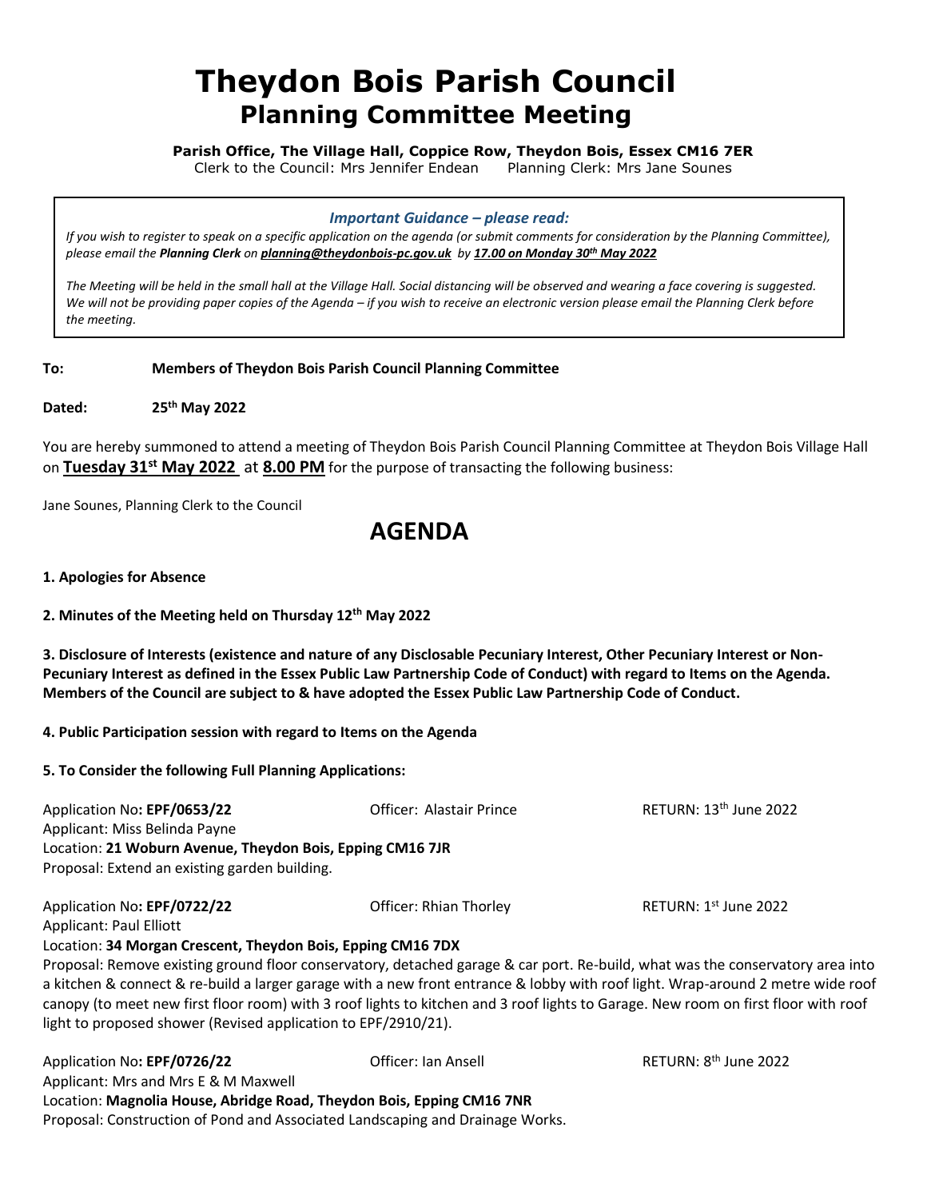# Theydon Bois Parish Council
## Planning Committee Meeting

**Parish Office, The Village Hall, Coppice Row, Theydon Bois, Essex CM16 7ER**
Clerk to the Council: Mrs Jennifer Endean Planning Clerk: Mrs Jane Sounes

***Important Guidance – please read:***

*If you wish to register to speak on a specific application on the agenda (or submit comments for consideration by the Planning Committee), please email the **Planning Clerk** on **planning@theydonbois-pc.gov.uk** by **17.00 on Monday 30th May 2022***

*The Meeting will be held in the small hall at the Village Hall. Social distancing will be observed and wearing a face covering is suggested. We will not be providing paper copies of the Agenda – if you wish to receive an electronic version please email the Planning Clerk before the meeting.*

**To:** **Members of Theydon Bois Parish Council Planning Committee**

**Dated:** **25th May 2022**

You are hereby summoned to attend a meeting of Theydon Bois Parish Council Planning Committee at Theydon Bois Village Hall on **Tuesday 31st May 2022** at **8.00 PM** for the purpose of transacting the following business:

Jane Sounes, Planning Clerk to the Council

# AGENDA

**1. Apologies for Absence**

**2. Minutes of the Meeting held on Thursday 12th May 2022**

**3. Disclosure of Interests (existence and nature of any Disclosable Pecuniary Interest, Other Pecuniary Interest or Non-Pecuniary Interest as defined in the Essex Public Law Partnership Code of Conduct) with regard to Items on the Agenda. Members of the Council are subject to & have adopted the Essex Public Law Partnership Code of Conduct.**

**4. Public Participation session with regard to Items on the Agenda**

**5. To Consider the following Full Planning Applications:**

Application No**: EPF/0653/22** Officer: Alastair Prince RETURN: 13th June 2022
Applicant: Miss Belinda Payne
Location: **21 Woburn Avenue, Theydon Bois, Epping CM16 7JR**
Proposal: Extend an existing garden building.

Application No**: EPF/0722/22** Officer: Rhian Thorley RETURN: 1st June 2022
Applicant: Paul Elliott
Location: **34 Morgan Crescent, Theydon Bois, Epping CM16 7DX**
Proposal: Remove existing ground floor conservatory, detached garage & car port. Re-build, what was the conservatory area into a kitchen & connect & re-build a larger garage with a new front entrance & lobby with roof light. Wrap-around 2 metre wide roof canopy (to meet new first floor room) with 3 roof lights to kitchen and 3 roof lights to Garage. New room on first floor with roof light to proposed shower (Revised application to EPF/2910/21).

Application No**: EPF/0726/22** Officer: Ian Ansell RETURN: 8th June 2022
Applicant: Mrs and Mrs E & M Maxwell
Location: **Magnolia House, Abridge Road, Theydon Bois, Epping CM16 7NR**
Proposal: Construction of Pond and Associated Landscaping and Drainage Works.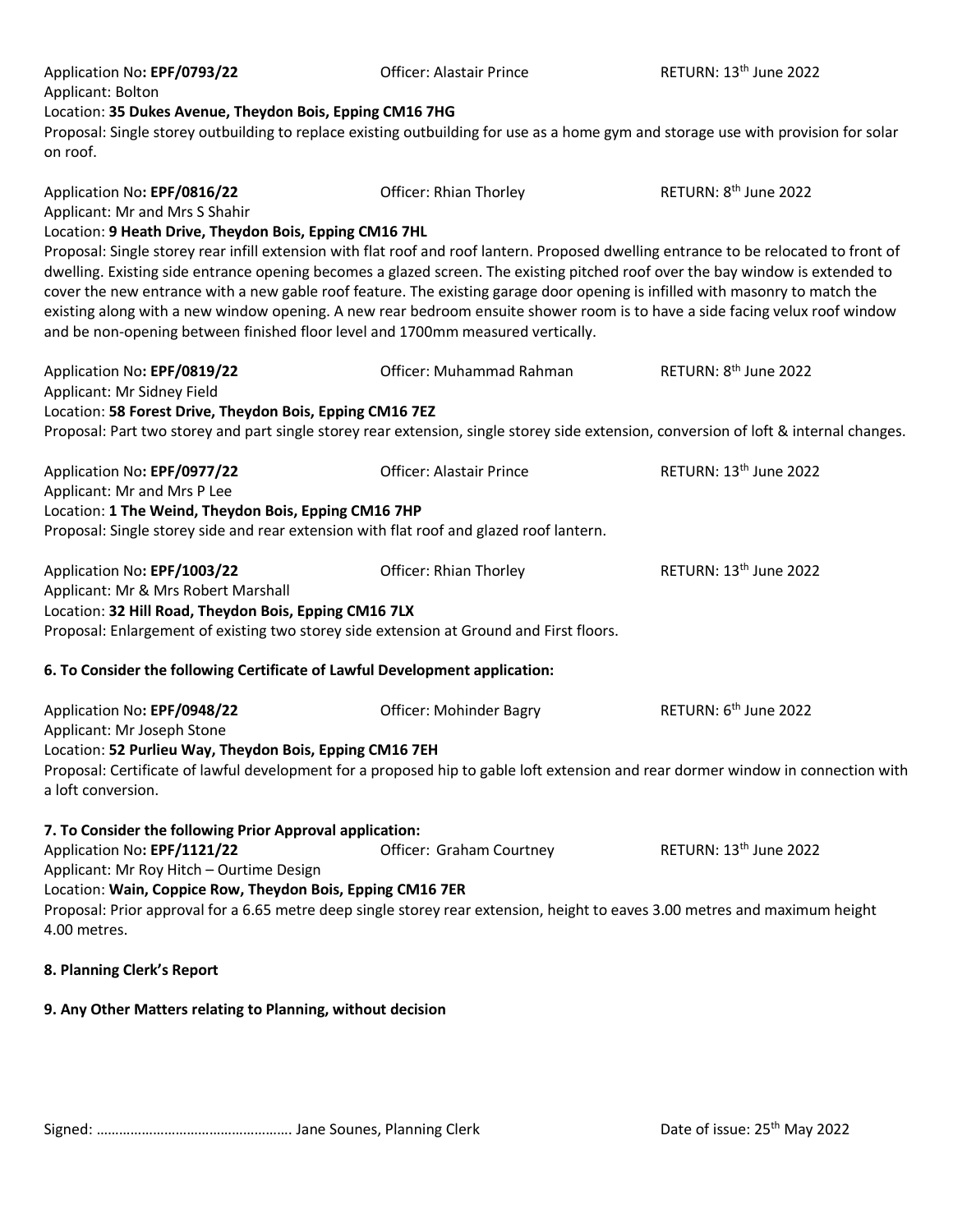Application No**: EPF/0793/22** Officer: Alastair Prince RETURN: 13th June 2022
Applicant: Bolton
Location: **35 Dukes Avenue, Theydon Bois, Epping CM16 7HG**
Proposal: Single storey outbuilding to replace existing outbuilding for use as a home gym and storage use with provision for solar on roof.

Application No**: EPF/0816/22** Officer: Rhian Thorley RETURN: 8th June 2022
Applicant: Mr and Mrs S Shahir
Location: **9 Heath Drive, Theydon Bois, Epping CM16 7HL**
Proposal: Single storey rear infill extension with flat roof and roof lantern. Proposed dwelling entrance to be relocated to front of dwelling. Existing side entrance opening becomes a glazed screen. The existing pitched roof over the bay window is extended to cover the new entrance with a new gable roof feature. The existing garage door opening is infilled with masonry to match the existing along with a new window opening. A new rear bedroom ensuite shower room is to have a side facing velux roof window and be non-opening between finished floor level and 1700mm measured vertically.

Application No**: EPF/0819/22** Officer: Muhammad Rahman RETURN: 8th June 2022
Applicant: Mr Sidney Field
Location: **58 Forest Drive, Theydon Bois, Epping CM16 7EZ**
Proposal: Part two storey and part single storey rear extension, single storey side extension, conversion of loft & internal changes.

Application No**: EPF/0977/22** Officer: Alastair Prince RETURN: 13th June 2022
Applicant: Mr and Mrs P Lee
Location: **1 The Weind, Theydon Bois, Epping CM16 7HP**
Proposal: Single storey side and rear extension with flat roof and glazed roof lantern.

Application No**: EPF/1003/22** Officer: Rhian Thorley RETURN: 13th June 2022
Applicant: Mr & Mrs Robert Marshall
Location: **32 Hill Road, Theydon Bois, Epping CM16 7LX**
Proposal: Enlargement of existing two storey side extension at Ground and First floors.

**6. To Consider the following Certificate of Lawful Development application:**

Application No**: EPF/0948/22** Officer: Mohinder Bagry RETURN: 6th June 2022
Applicant: Mr Joseph Stone
Location: **52 Purlieu Way, Theydon Bois, Epping CM16 7EH**
Proposal: Certificate of lawful development for a proposed hip to gable loft extension and rear dormer window in connection with a loft conversion.

**7. To Consider the following Prior Approval application:**
Application No**: EPF/1121/22** Officer: Graham Courtney RETURN: 13th June 2022
Applicant: Mr Roy Hitch – Ourtime Design
Location: **Wain, Coppice Row, Theydon Bois, Epping CM16 7ER**
Proposal: Prior approval for a 6.65 metre deep single storey rear extension, height to eaves 3.00 metres and maximum height 4.00 metres.

**8. Planning Clerk's Report**

**9. Any Other Matters relating to Planning, without decision**

Signed: ……………………………………………. Jane Sounes, Planning Clerk Date of issue: 25th May 2022